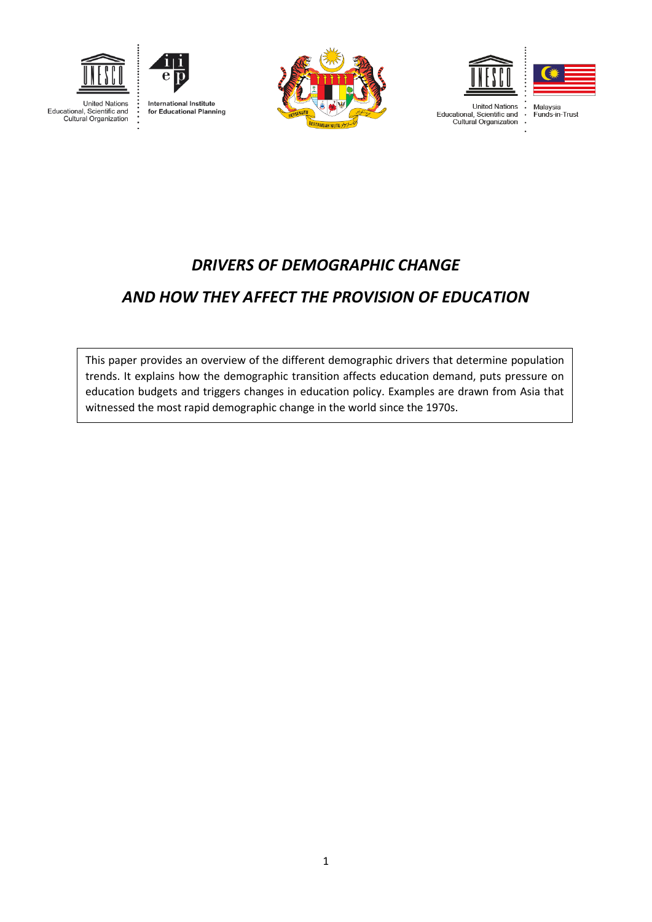United Nations Educational, Scientific and Cultural Organization

International Institute for Educational Planning

United Nations Educational, Scientific and Cultural Organization

Malaysia Funds-in-Trust

# *DRIVERS OF DEMOGRAPHIC CHANGE*

# *AND HOW THEY AFFECT THE PROVISION OF EDUCATION*

This paper provides an overview of the different demographic drivers that determine population trends. It explains how the demographic transition affects education demand, puts pressure on education budgets and triggers changes in education policy. Examples are drawn from Asia that witnessed the most rapid demographic change in the world since the 1970s.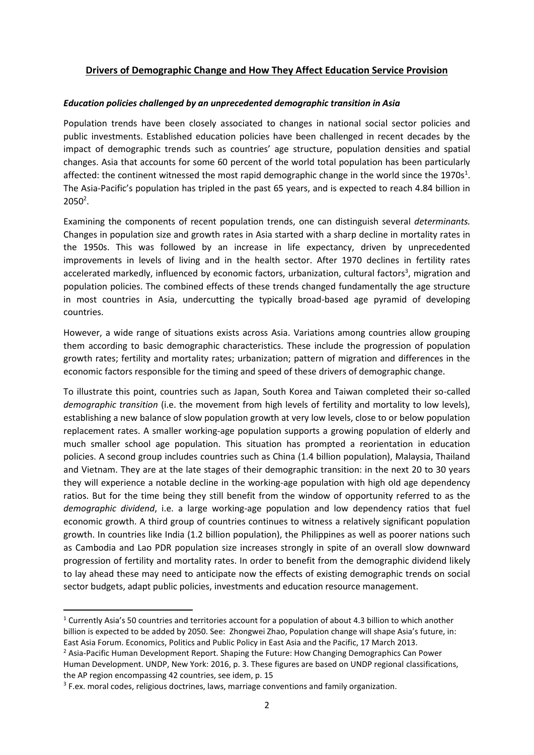## **Drivers of Demographic Change and How They Affect Education Service Provision**

### ***Education policies challenged by an unprecedented demographic transition in Asia***

Population trends have been closely associated to changes in national social sector policies and public investments. Established education policies have been challenged in recent decades by the impact of demographic trends such as countries' age structure, population densities and spatial changes. Asia that accounts for some 60 percent of the world total population has been particularly affected: the continent witnessed the most rapid demographic change in the world since the 1970s[1]. The Asia-Pacific's population has tripled in the past 65 years, and is expected to reach 4.84 billion in 2050[2].

Examining the components of recent population trends, one can distinguish several *determinants.* Changes in population size and growth rates in Asia started with a sharp decline in mortality rates in the 1950s. This was followed by an increase in life expectancy, driven by unprecedented improvements in levels of living and in the health sector. After 1970 declines in fertility rates accelerated markedly, influenced by economic factors, urbanization, cultural factors[3], migration and population policies. The combined effects of these trends changed fundamentally the age structure in most countries in Asia, undercutting the typically broad-based age pyramid of developing countries.

However, a wide range of situations exists across Asia. Variations among countries allow grouping them according to basic demographic characteristics. These include the progression of population growth rates; fertility and mortality rates; urbanization; pattern of migration and differences in the economic factors responsible for the timing and speed of these drivers of demographic change.

To illustrate this point, countries such as Japan, South Korea and Taiwan completed their so-called *demographic transition* (i.e. the movement from high levels of fertility and mortality to low levels), establishing a new balance of slow population growth at very low levels, close to or below population replacement rates. A smaller working-age population supports a growing population of elderly and much smaller school age population. This situation has prompted a reorientation in education policies. A second group includes countries such as China (1.4 billion population), Malaysia, Thailand and Vietnam. They are at the late stages of their demographic transition: in the next 20 to 30 years they will experience a notable decline in the working-age population with high old age dependency ratios. But for the time being they still benefit from the window of opportunity referred to as the *demographic dividend*, i.e. a large working-age population and low dependency ratios that fuel economic growth. A third group of countries continues to witness a relatively significant population growth. In countries like India (1.2 billion population), the Philippines as well as poorer nations such as Cambodia and Lao PDR population size increases strongly in spite of an overall slow downward progression of fertility and mortality rates. In order to benefit from the demographic dividend likely to lay ahead these may need to anticipate now the effects of existing demographic trends on social sector budgets, adapt public policies, investments and education resource management.

---

[1] Currently Asia's 50 countries and territories account for a population of about 4.3 billion to which another billion is expected to be added by 2050. See: Zhongwei Zhao, Population change will shape Asia's future, in: East Asia Forum. Economics, Politics and Public Policy in East Asia and the Pacific, 17 March 2013.

[2] Asia-Pacific Human Development Report. Shaping the Future: How Changing Demographics Can Power Human Development. UNDP, New York: 2016, p. 3. These figures are based on UNDP regional classifications, the AP region encompassing 42 countries, see idem, p. 15

[3] F.ex. moral codes, religious doctrines, laws, marriage conventions and family organization.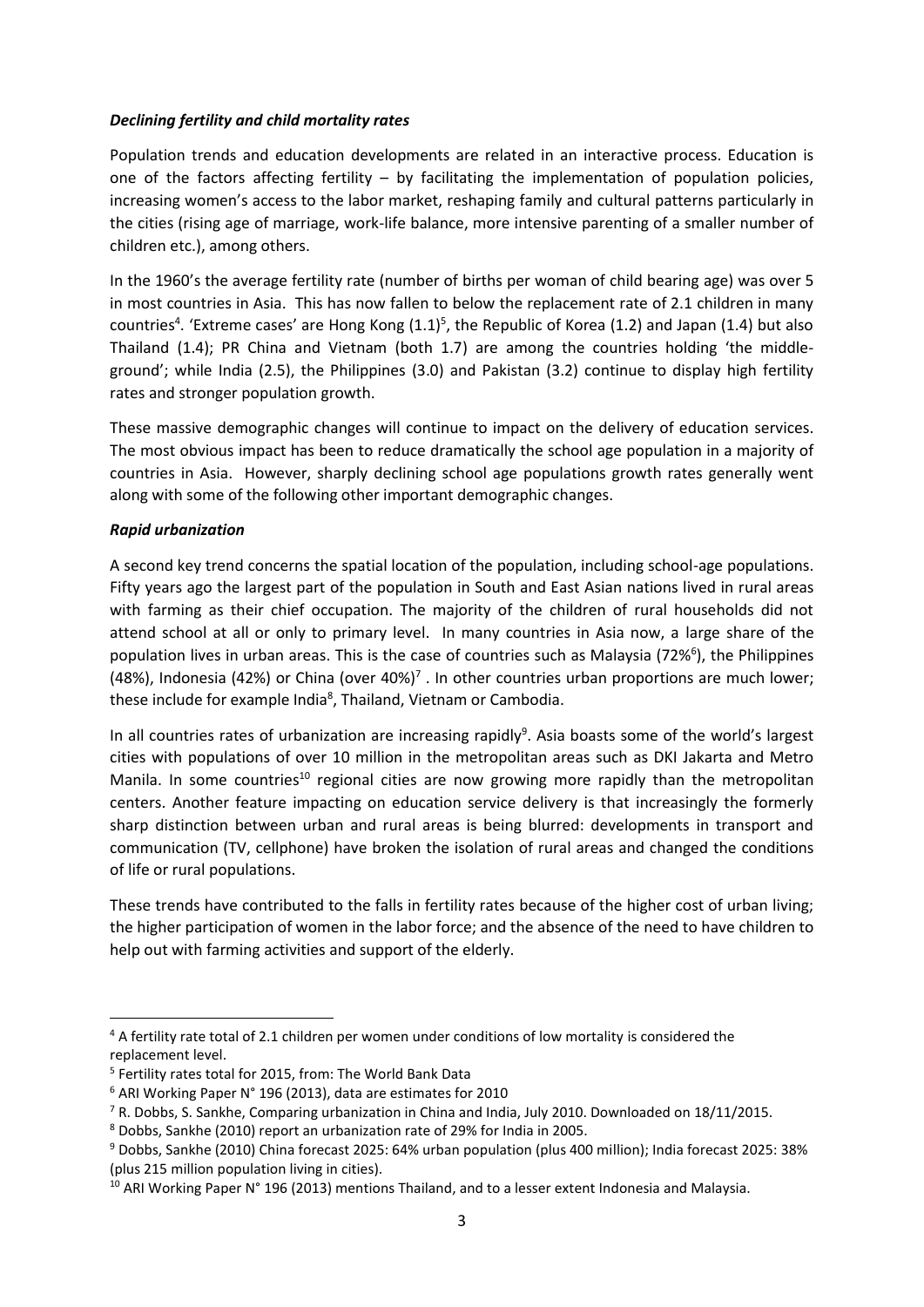***Declining fertility and child mortality rates***

Population trends and education developments are related in an interactive process. Education is one of the factors affecting fertility – by facilitating the implementation of population policies, increasing women's access to the labor market, reshaping family and cultural patterns particularly in the cities (rising age of marriage, work-life balance, more intensive parenting of a smaller number of children etc.), among others.

In the 1960's the average fertility rate (number of births per woman of child bearing age) was over 5 in most countries in Asia. This has now fallen to below the replacement rate of 2.1 children in many countries[4]. 'Extreme cases' are Hong Kong (1.1)[5], the Republic of Korea (1.2) and Japan (1.4) but also Thailand (1.4); PR China and Vietnam (both 1.7) are among the countries holding 'the middle-ground'; while India (2.5), the Philippines (3.0) and Pakistan (3.2) continue to display high fertility rates and stronger population growth.

These massive demographic changes will continue to impact on the delivery of education services. The most obvious impact has been to reduce dramatically the school age population in a majority of countries in Asia. However, sharply declining school age populations growth rates generally went along with some of the following other important demographic changes.

***Rapid urbanization***

A second key trend concerns the spatial location of the population, including school-age populations. Fifty years ago the largest part of the population in South and East Asian nations lived in rural areas with farming as their chief occupation. The majority of the children of rural households did not attend school at all or only to primary level. In many countries in Asia now, a large share of the population lives in urban areas. This is the case of countries such as Malaysia (72%[6]), the Philippines (48%), Indonesia (42%) or China (over 40%)[7] . In other countries urban proportions are much lower; these include for example India[8], Thailand, Vietnam or Cambodia.

In all countries rates of urbanization are increasing rapidly[9]. Asia boasts some of the world's largest cities with populations of over 10 million in the metropolitan areas such as DKI Jakarta and Metro Manila. In some countries[10] regional cities are now growing more rapidly than the metropolitan centers. Another feature impacting on education service delivery is that increasingly the formerly sharp distinction between urban and rural areas is being blurred: developments in transport and communication (TV, cellphone) have broken the isolation of rural areas and changed the conditions of life or rural populations.

These trends have contributed to the falls in fertility rates because of the higher cost of urban living; the higher participation of women in the labor force; and the absence of the need to have children to help out with farming activities and support of the elderly.

---

[4] A fertility rate total of 2.1 children per women under conditions of low mortality is considered the replacement level.

[5] Fertility rates total for 2015, from: The World Bank Data

[6] ARI Working Paper N° 196 (2013), data are estimates for 2010

[7] R. Dobbs, S. Sankhe, Comparing urbanization in China and India, July 2010. Downloaded on 18/11/2015.

[8] Dobbs, Sankhe (2010) report an urbanization rate of 29% for India in 2005.

[9] Dobbs, Sankhe (2010) China forecast 2025: 64% urban population (plus 400 million); India forecast 2025: 38% (plus 215 million population living in cities).

[10] ARI Working Paper N° 196 (2013) mentions Thailand, and to a lesser extent Indonesia and Malaysia.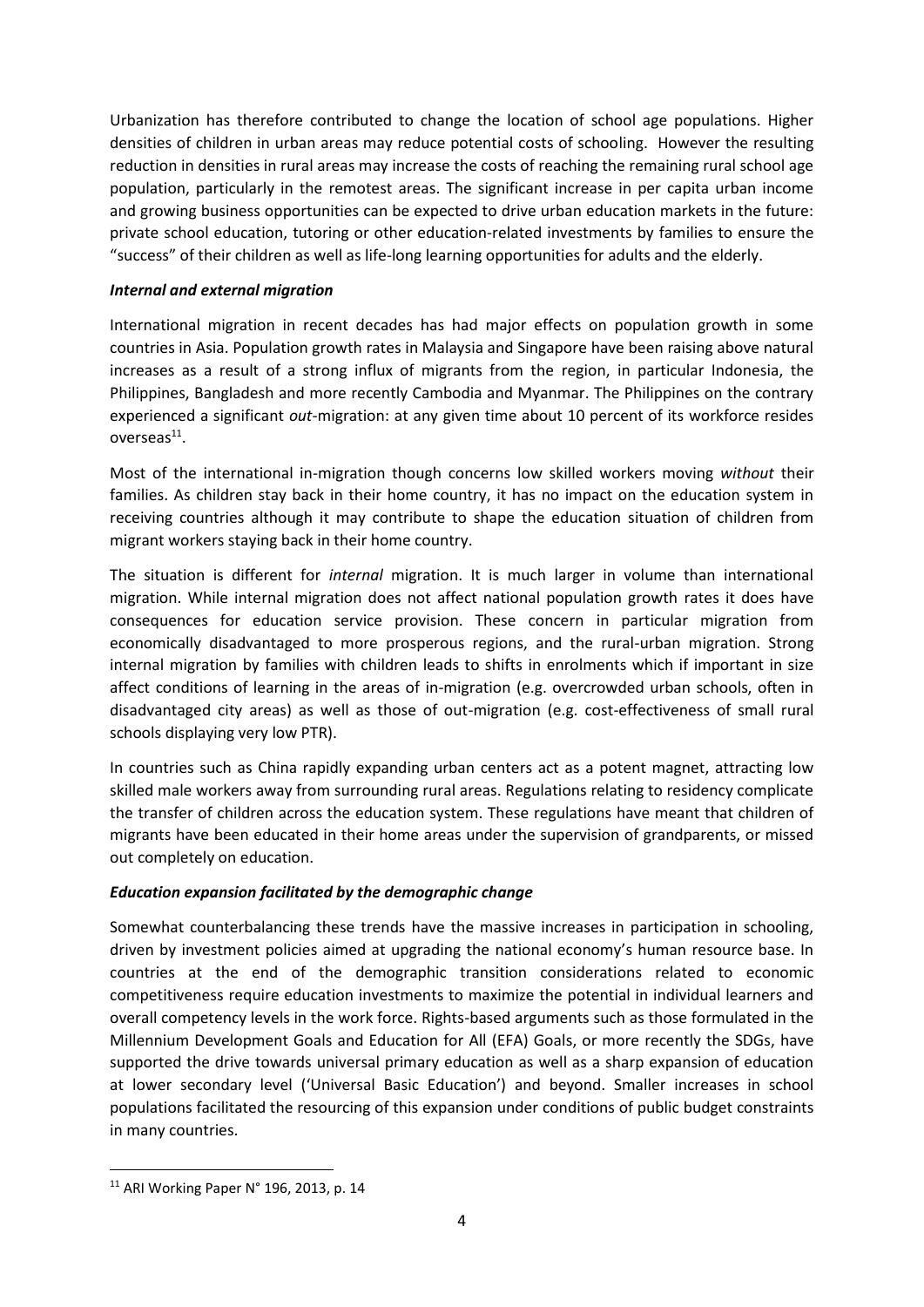Urbanization has therefore contributed to change the location of school age populations. Higher densities of children in urban areas may reduce potential costs of schooling. However the resulting reduction in densities in rural areas may increase the costs of reaching the remaining rural school age population, particularly in the remotest areas. The significant increase in per capita urban income and growing business opportunities can be expected to drive urban education markets in the future: private school education, tutoring or other education-related investments by families to ensure the "success" of their children as well as life-long learning opportunities for adults and the elderly.

***Internal and external migration***

International migration in recent decades has had major effects on population growth in some countries in Asia. Population growth rates in Malaysia and Singapore have been raising above natural increases as a result of a strong influx of migrants from the region, in particular Indonesia, the Philippines, Bangladesh and more recently Cambodia and Myanmar. The Philippines on the contrary experienced a significant *out*-migration: at any given time about 10 percent of its workforce resides overseas[11].

Most of the international in-migration though concerns low skilled workers moving *without* their families. As children stay back in their home country, it has no impact on the education system in receiving countries although it may contribute to shape the education situation of children from migrant workers staying back in their home country.

The situation is different for *internal* migration. It is much larger in volume than international migration. While internal migration does not affect national population growth rates it does have consequences for education service provision. These concern in particular migration from economically disadvantaged to more prosperous regions, and the rural-urban migration. Strong internal migration by families with children leads to shifts in enrolments which if important in size affect conditions of learning in the areas of in-migration (e.g. overcrowded urban schools, often in disadvantaged city areas) as well as those of out-migration (e.g. cost-effectiveness of small rural schools displaying very low PTR).

In countries such as China rapidly expanding urban centers act as a potent magnet, attracting low skilled male workers away from surrounding rural areas. Regulations relating to residency complicate the transfer of children across the education system. These regulations have meant that children of migrants have been educated in their home areas under the supervision of grandparents, or missed out completely on education.

***Education expansion facilitated by the demographic change***

Somewhat counterbalancing these trends have the massive increases in participation in schooling, driven by investment policies aimed at upgrading the national economy's human resource base. In countries at the end of the demographic transition considerations related to economic competitiveness require education investments to maximize the potential in individual learners and overall competency levels in the work force. Rights-based arguments such as those formulated in the Millennium Development Goals and Education for All (EFA) Goals, or more recently the SDGs, have supported the drive towards universal primary education as well as a sharp expansion of education at lower secondary level ('Universal Basic Education') and beyond. Smaller increases in school populations facilitated the resourcing of this expansion under conditions of public budget constraints in many countries.

---

[11] ARI Working Paper N° 196, 2013, p. 14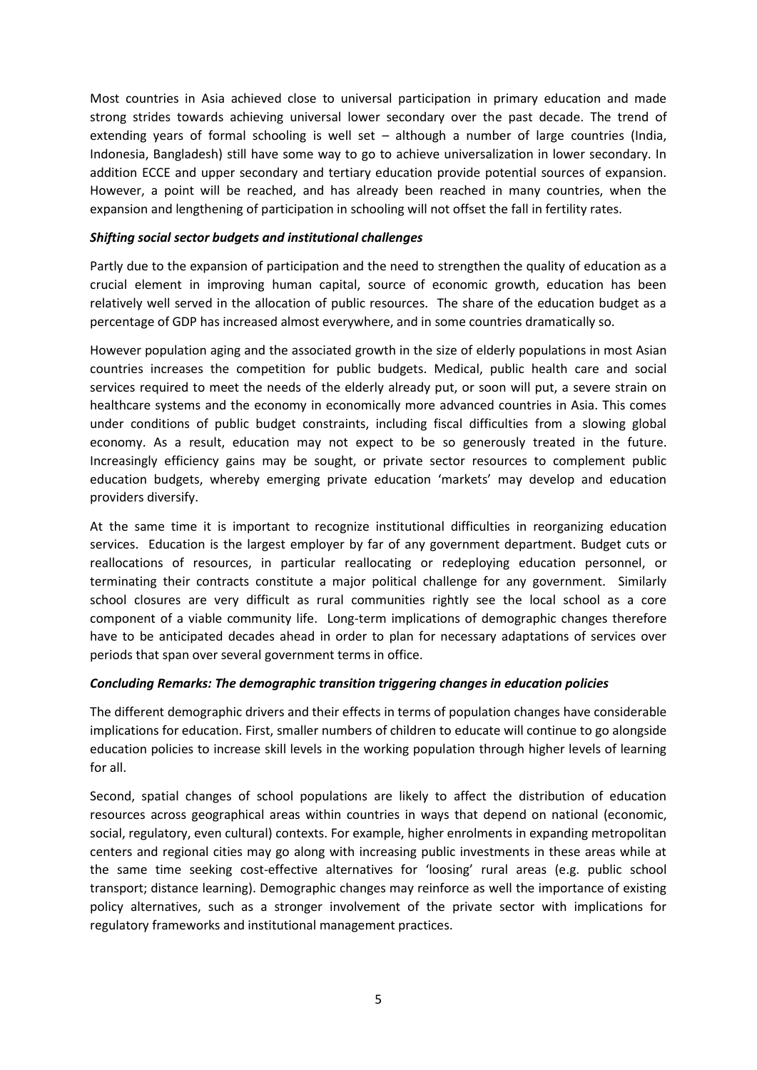Most countries in Asia achieved close to universal participation in primary education and made strong strides towards achieving universal lower secondary over the past decade. The trend of extending years of formal schooling is well set – although a number of large countries (India, Indonesia, Bangladesh) still have some way to go to achieve universalization in lower secondary. In addition ECCE and upper secondary and tertiary education provide potential sources of expansion. However, a point will be reached, and has already been reached in many countries, when the expansion and lengthening of participation in schooling will not offset the fall in fertility rates.

***Shifting social sector budgets and institutional challenges***

Partly due to the expansion of participation and the need to strengthen the quality of education as a crucial element in improving human capital, source of economic growth, education has been relatively well served in the allocation of public resources. The share of the education budget as a percentage of GDP has increased almost everywhere, and in some countries dramatically so.

However population aging and the associated growth in the size of elderly populations in most Asian countries increases the competition for public budgets. Medical, public health care and social services required to meet the needs of the elderly already put, or soon will put, a severe strain on healthcare systems and the economy in economically more advanced countries in Asia. This comes under conditions of public budget constraints, including fiscal difficulties from a slowing global economy. As a result, education may not expect to be so generously treated in the future. Increasingly efficiency gains may be sought, or private sector resources to complement public education budgets, whereby emerging private education 'markets' may develop and education providers diversify.

At the same time it is important to recognize institutional difficulties in reorganizing education services. Education is the largest employer by far of any government department. Budget cuts or reallocations of resources, in particular reallocating or redeploying education personnel, or terminating their contracts constitute a major political challenge for any government. Similarly school closures are very difficult as rural communities rightly see the local school as a core component of a viable community life. Long-term implications of demographic changes therefore have to be anticipated decades ahead in order to plan for necessary adaptations of services over periods that span over several government terms in office.

***Concluding Remarks: The demographic transition triggering changes in education policies***

The different demographic drivers and their effects in terms of population changes have considerable implications for education. First, smaller numbers of children to educate will continue to go alongside education policies to increase skill levels in the working population through higher levels of learning for all.

Second, spatial changes of school populations are likely to affect the distribution of education resources across geographical areas within countries in ways that depend on national (economic, social, regulatory, even cultural) contexts. For example, higher enrolments in expanding metropolitan centers and regional cities may go along with increasing public investments in these areas while at the same time seeking cost-effective alternatives for 'loosing' rural areas (e.g. public school transport; distance learning). Demographic changes may reinforce as well the importance of existing policy alternatives, such as a stronger involvement of the private sector with implications for regulatory frameworks and institutional management practices.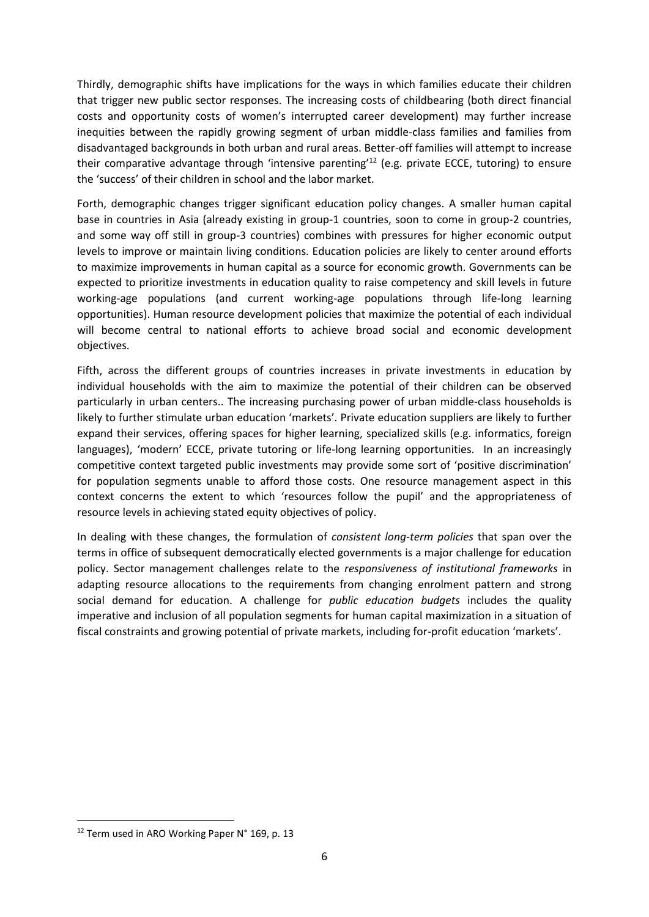Thirdly, demographic shifts have implications for the ways in which families educate their children that trigger new public sector responses. The increasing costs of childbearing (both direct financial costs and opportunity costs of women's interrupted career development) may further increase inequities between the rapidly growing segment of urban middle-class families and families from disadvantaged backgrounds in both urban and rural areas. Better-off families will attempt to increase their comparative advantage through 'intensive parenting'[12] (e.g. private ECCE, tutoring) to ensure the 'success' of their children in school and the labor market.

Forth, demographic changes trigger significant education policy changes. A smaller human capital base in countries in Asia (already existing in group-1 countries, soon to come in group-2 countries, and some way off still in group-3 countries) combines with pressures for higher economic output levels to improve or maintain living conditions. Education policies are likely to center around efforts to maximize improvements in human capital as a source for economic growth. Governments can be expected to prioritize investments in education quality to raise competency and skill levels in future working-age populations (and current working-age populations through life-long learning opportunities). Human resource development policies that maximize the potential of each individual will become central to national efforts to achieve broad social and economic development objectives.

Fifth, across the different groups of countries increases in private investments in education by individual households with the aim to maximize the potential of their children can be observed particularly in urban centers.. The increasing purchasing power of urban middle-class households is likely to further stimulate urban education 'markets'. Private education suppliers are likely to further expand their services, offering spaces for higher learning, specialized skills (e.g. informatics, foreign languages), 'modern' ECCE, private tutoring or life-long learning opportunities. In an increasingly competitive context targeted public investments may provide some sort of 'positive discrimination' for population segments unable to afford those costs. One resource management aspect in this context concerns the extent to which 'resources follow the pupil' and the appropriateness of resource levels in achieving stated equity objectives of policy.

In dealing with these changes, the formulation of *consistent long-term policies* that span over the terms in office of subsequent democratically elected governments is a major challenge for education policy. Sector management challenges relate to the *responsiveness of institutional frameworks* in adapting resource allocations to the requirements from changing enrolment pattern and strong social demand for education. A challenge for *public education budgets* includes the quality imperative and inclusion of all population segments for human capital maximization in a situation of fiscal constraints and growing potential of private markets, including for-profit education 'markets'.

[12] Term used in ARO Working Paper N° 169, p. 13